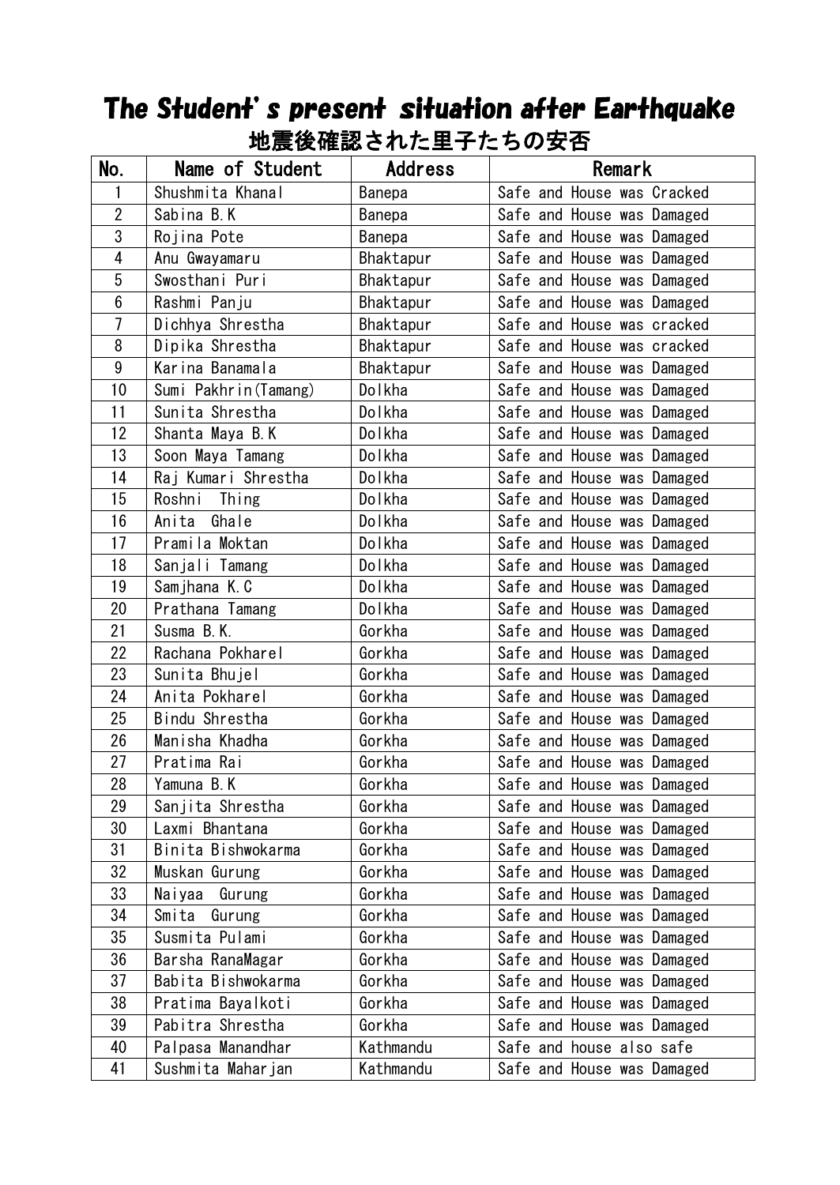# The Student's present situation after Earthquake

## 地震後確認された里子たちの安否

| No. | Name of Student | Address | Remark |
|---|---|---|---|
| 1 | Shushmita Khanal | Banepa | Safe and House was Cracked |
| 2 | Sabina B.K | Banepa | Safe and House was Damaged |
| 3 | Rojina Pote | Banepa | Safe and House was Damaged |
| 4 | Anu Gwayamaru | Bhaktapur | Safe and House was Damaged |
| 5 | Swosthani Puri | Bhaktapur | Safe and House was Damaged |
| 6 | Rashmi Panju | Bhaktapur | Safe and House was Damaged |
| 7 | Dichhya Shrestha | Bhaktapur | Safe and House was cracked |
| 8 | Dipika Shrestha | Bhaktapur | Safe and House was cracked |
| 9 | Karina Banamala | Bhaktapur | Safe and House was Damaged |
| 10 | Sumi Pakhrin(Tamang) | Dolkha | Safe and House was Damaged |
| 11 | Sunita Shrestha | Dolkha | Safe and House was Damaged |
| 12 | Shanta Maya B.K | Dolkha | Safe and House was Damaged |
| 13 | Soon Maya Tamang | Dolkha | Safe and House was Damaged |
| 14 | Raj Kumari Shrestha | Dolkha | Safe and House was Damaged |
| 15 | Roshni Thing | Dolkha | Safe and House was Damaged |
| 16 | Anita Ghale | Dolkha | Safe and House was Damaged |
| 17 | Pramila Moktan | Dolkha | Safe and House was Damaged |
| 18 | Sanjali Tamang | Dolkha | Safe and House was Damaged |
| 19 | Samjhana K.C | Dolkha | Safe and House was Damaged |
| 20 | Prathana Tamang | Dolkha | Safe and House was Damaged |
| 21 | Susma B.K. | Gorkha | Safe and House was Damaged |
| 22 | Rachana Pokharel | Gorkha | Safe and House was Damaged |
| 23 | Sunita Bhujel | Gorkha | Safe and House was Damaged |
| 24 | Anita Pokharel | Gorkha | Safe and House was Damaged |
| 25 | Bindu Shrestha | Gorkha | Safe and House was Damaged |
| 26 | Manisha Khadha | Gorkha | Safe and House was Damaged |
| 27 | Pratima Rai | Gorkha | Safe and House was Damaged |
| 28 | Yamuna B.K | Gorkha | Safe and House was Damaged |
| 29 | Sanjita Shrestha | Gorkha | Safe and House was Damaged |
| 30 | Laxmi Bhantana | Gorkha | Safe and House was Damaged |
| 31 | Binita Bishwokarma | Gorkha | Safe and House was Damaged |
| 32 | Muskan Gurung | Gorkha | Safe and House was Damaged |
| 33 | Naiyaa Gurung | Gorkha | Safe and House was Damaged |
| 34 | Smita Gurung | Gorkha | Safe and House was Damaged |
| 35 | Susmita Pulami | Gorkha | Safe and House was Damaged |
| 36 | Barsha RanaMagar | Gorkha | Safe and House was Damaged |
| 37 | Babita Bishwokarma | Gorkha | Safe and House was Damaged |
| 38 | Pratima Bayalkoti | Gorkha | Safe and House was Damaged |
| 39 | Pabitra Shrestha | Gorkha | Safe and House was Damaged |
| 40 | Palpasa Manandhar | Kathmandu | Safe and house also safe |
| 41 | Sushmita Maharjan | Kathmandu | Safe and House was Damaged |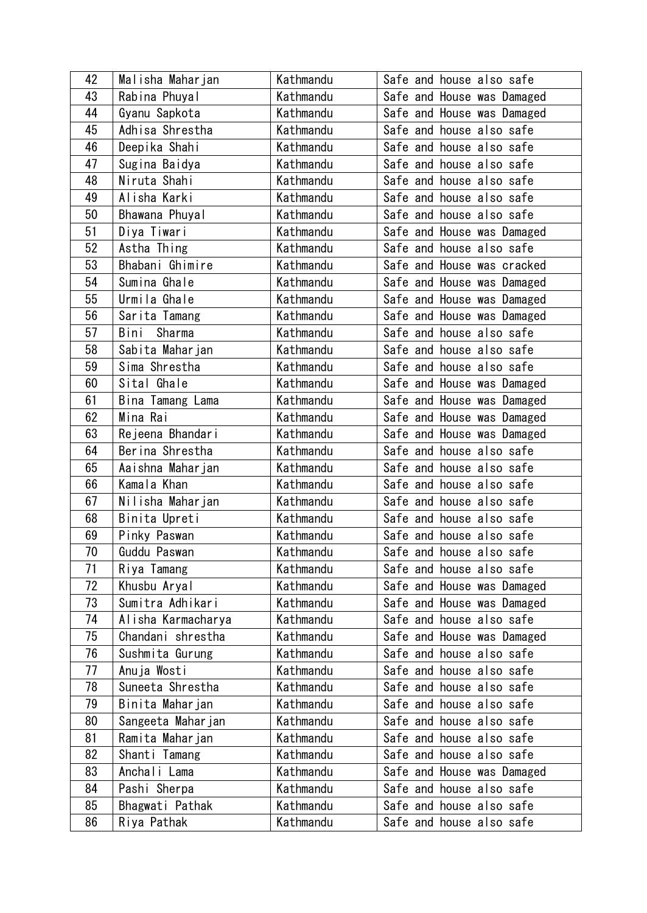| 42 | Malisha Maharjan | Kathmandu | Safe and house also safe |
|---|---|---|---|
| 43 | Rabina Phuyal | Kathmandu | Safe and House was Damaged |
| 44 | Gyanu Sapkota | Kathmandu | Safe and House was Damaged |
| 45 | Adhisa Shrestha | Kathmandu | Safe and house also safe |
| 46 | Deepika Shahi | Kathmandu | Safe and house also safe |
| 47 | Sugina Baidya | Kathmandu | Safe and house also safe |
| 48 | Niruta Shahi | Kathmandu | Safe and house also safe |
| 49 | Alisha Karki | Kathmandu | Safe and house also safe |
| 50 | Bhawana Phuyal | Kathmandu | Safe and house also safe |
| 51 | Diya Tiwari | Kathmandu | Safe and House was Damaged |
| 52 | Astha Thing | Kathmandu | Safe and house also safe |
| 53 | Bhabani Ghimire | Kathmandu | Safe and House was cracked |
| 54 | Sumina Ghale | Kathmandu | Safe and House was Damaged |
| 55 | Urmila Ghale | Kathmandu | Safe and House was Damaged |
| 56 | Sarita Tamang | Kathmandu | Safe and House was Damaged |
| 57 | Bini Sharma | Kathmandu | Safe and house also safe |
| 58 | Sabita Maharjan | Kathmandu | Safe and house also safe |
| 59 | Sima Shrestha | Kathmandu | Safe and house also safe |
| 60 | Sital Ghale | Kathmandu | Safe and House was Damaged |
| 61 | Bina Tamang Lama | Kathmandu | Safe and House was Damaged |
| 62 | Mina Rai | Kathmandu | Safe and House was Damaged |
| 63 | Rejeena Bhandari | Kathmandu | Safe and House was Damaged |
| 64 | Berina Shrestha | Kathmandu | Safe and house also safe |
| 65 | Aaishna Maharjan | Kathmandu | Safe and house also safe |
| 66 | Kamala Khan | Kathmandu | Safe and house also safe |
| 67 | Nilisha Maharjan | Kathmandu | Safe and house also safe |
| 68 | Binita Upreti | Kathmandu | Safe and house also safe |
| 69 | Pinky Paswan | Kathmandu | Safe and house also safe |
| 70 | Guddu Paswan | Kathmandu | Safe and house also safe |
| 71 | Riya Tamang | Kathmandu | Safe and house also safe |
| 72 | Khusbu Aryal | Kathmandu | Safe and House was Damaged |
| 73 | Sumitra Adhikari | Kathmandu | Safe and House was Damaged |
| 74 | Alisha Karmacharya | Kathmandu | Safe and house also safe |
| 75 | Chandani shrestha | Kathmandu | Safe and House was Damaged |
| 76 | Sushmita Gurung | Kathmandu | Safe and house also safe |
| 77 | Anuja Wosti | Kathmandu | Safe and house also safe |
| 78 | Suneeta Shrestha | Kathmandu | Safe and house also safe |
| 79 | Binita Maharjan | Kathmandu | Safe and house also safe |
| 80 | Sangeeta Maharjan | Kathmandu | Safe and house also safe |
| 81 | Ramita Maharjan | Kathmandu | Safe and house also safe |
| 82 | Shanti Tamang | Kathmandu | Safe and house also safe |
| 83 | Anchali Lama | Kathmandu | Safe and House was Damaged |
| 84 | Pashi Sherpa | Kathmandu | Safe and house also safe |
| 85 | Bhagwati Pathak | Kathmandu | Safe and house also safe |
| 86 | Riya Pathak | Kathmandu | Safe and house also safe |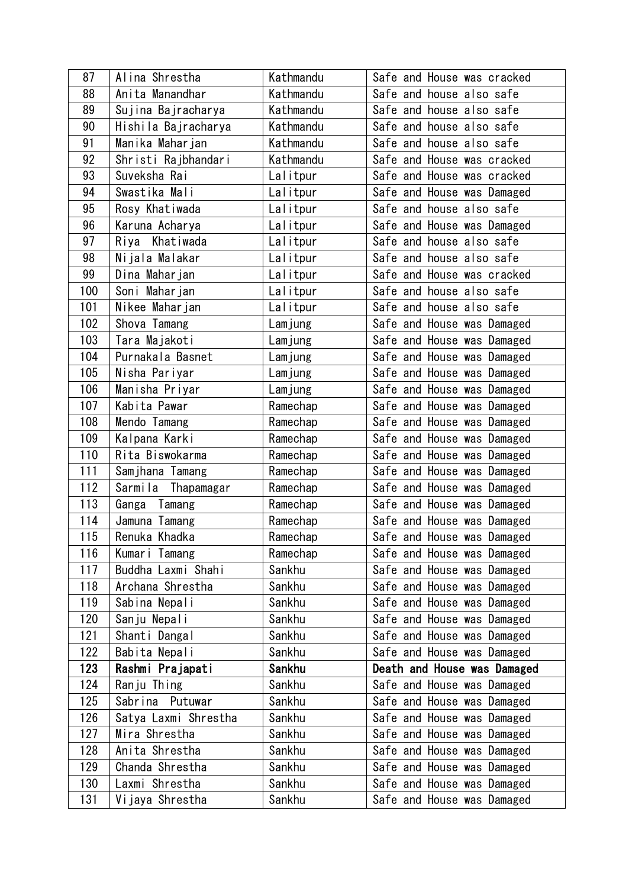| 87 | Alina Shrestha | Kathmandu | Safe and House was cracked |
|---|---|---|---|
| 88 | Anita Manandhar | Kathmandu | Safe and house also safe |
| 89 | Sujina Bajracharya | Kathmandu | Safe and house also safe |
| 90 | Hishila Bajracharya | Kathmandu | Safe and house also safe |
| 91 | Manika Maharjan | Kathmandu | Safe and house also safe |
| 92 | Shristi Rajbhandari | Kathmandu | Safe and House was cracked |
| 93 | Suveksha Rai | Lalitpur | Safe and House was cracked |
| 94 | Swastika Mali | Lalitpur | Safe and House was Damaged |
| 95 | Rosy Khatiwada | Lalitpur | Safe and house also safe |
| 96 | Karuna Acharya | Lalitpur | Safe and House was Damaged |
| 97 | Riya Khatiwada | Lalitpur | Safe and house also safe |
| 98 | Nijala Malakar | Lalitpur | Safe and house also safe |
| 99 | Dina Maharjan | Lalitpur | Safe and House was cracked |
| 100 | Soni Maharjan | Lalitpur | Safe and house also safe |
| 101 | Nikee Maharjan | Lalitpur | Safe and house also safe |
| 102 | Shova Tamang | Lamjung | Safe and House was Damaged |
| 103 | Tara Majakoti | Lamjung | Safe and House was Damaged |
| 104 | Purnakala Basnet | Lamjung | Safe and House was Damaged |
| 105 | Nisha Pariyar | Lamjung | Safe and House was Damaged |
| 106 | Manisha Priyar | Lamjung | Safe and House was Damaged |
| 107 | Kabita Pawar | Ramechap | Safe and House was Damaged |
| 108 | Mendo Tamang | Ramechap | Safe and House was Damaged |
| 109 | Kalpana Karki | Ramechap | Safe and House was Damaged |
| 110 | Rita Biswokarma | Ramechap | Safe and House was Damaged |
| 111 | Samjhana Tamang | Ramechap | Safe and House was Damaged |
| 112 | Sarmila Thapamagar | Ramechap | Safe and House was Damaged |
| 113 | Ganga Tamang | Ramechap | Safe and House was Damaged |
| 114 | Jamuna Tamang | Ramechap | Safe and House was Damaged |
| 115 | Renuka Khadka | Ramechap | Safe and House was Damaged |
| 116 | Kumari Tamang | Ramechap | Safe and House was Damaged |
| 117 | Buddha Laxmi Shahi | Sankhu | Safe and House was Damaged |
| 118 | Archana Shrestha | Sankhu | Safe and House was Damaged |
| 119 | Sabina Nepali | Sankhu | Safe and House was Damaged |
| 120 | Sanju Nepali | Sankhu | Safe and House was Damaged |
| 121 | Shanti Dangal | Sankhu | Safe and House was Damaged |
| 122 | Babita Nepali | Sankhu | Safe and House was Damaged |
| **123** | **Rashmi Prajapati** | **Sankhu** | **Death and House was Damaged** |
| 124 | Ranju Thing | Sankhu | Safe and House was Damaged |
| 125 | Sabrina Putuwar | Sankhu | Safe and House was Damaged |
| 126 | Satya Laxmi Shrestha | Sankhu | Safe and House was Damaged |
| 127 | Mira Shrestha | Sankhu | Safe and House was Damaged |
| 128 | Anita Shrestha | Sankhu | Safe and House was Damaged |
| 129 | Chanda Shrestha | Sankhu | Safe and House was Damaged |
| 130 | Laxmi Shrestha | Sankhu | Safe and House was Damaged |
| 131 | Vijaya Shrestha | Sankhu | Safe and House was Damaged |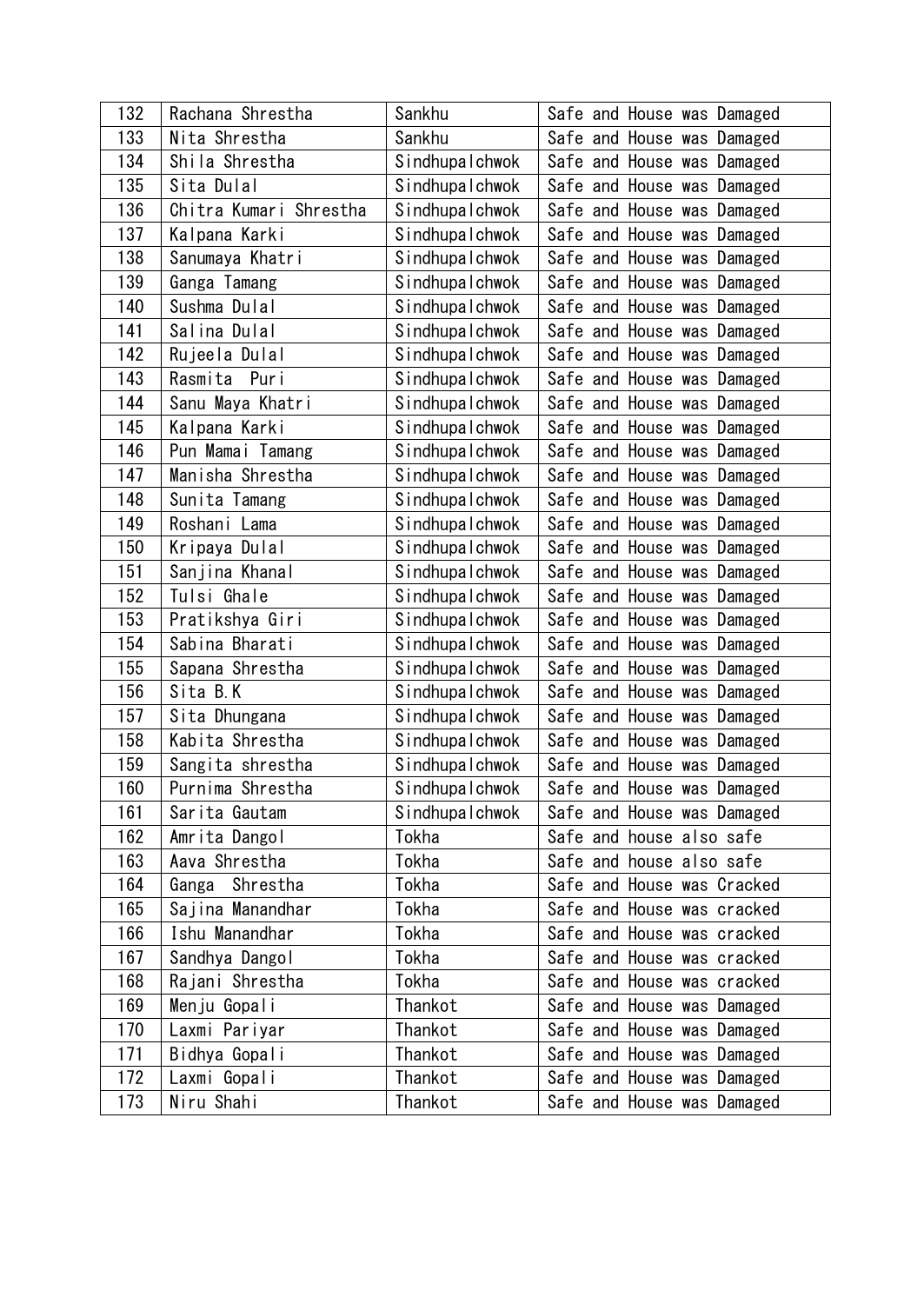| | | | |
|---|---|---|---|
| 132 | Rachana Shrestha | Sankhu | Safe and House was Damaged |
| 133 | Nita Shrestha | Sankhu | Safe and House was Damaged |
| 134 | Shila Shrestha | Sindhupalchwok | Safe and House was Damaged |
| 135 | Sita Dulal | Sindhupalchwok | Safe and House was Damaged |
| 136 | Chitra Kumari Shrestha | Sindhupalchwok | Safe and House was Damaged |
| 137 | Kalpana Karki | Sindhupalchwok | Safe and House was Damaged |
| 138 | Sanumaya Khatri | Sindhupalchwok | Safe and House was Damaged |
| 139 | Ganga Tamang | Sindhupalchwok | Safe and House was Damaged |
| 140 | Sushma Dulal | Sindhupalchwok | Safe and House was Damaged |
| 141 | Salina Dulal | Sindhupalchwok | Safe and House was Damaged |
| 142 | Rujeela Dulal | Sindhupalchwok | Safe and House was Damaged |
| 143 | Rasmita Puri | Sindhupalchwok | Safe and House was Damaged |
| 144 | Sanu Maya Khatri | Sindhupalchwok | Safe and House was Damaged |
| 145 | Kalpana Karki | Sindhupalchwok | Safe and House was Damaged |
| 146 | Pun Mamai Tamang | Sindhupalchwok | Safe and House was Damaged |
| 147 | Manisha Shrestha | Sindhupalchwok | Safe and House was Damaged |
| 148 | Sunita Tamang | Sindhupalchwok | Safe and House was Damaged |
| 149 | Roshani Lama | Sindhupalchwok | Safe and House was Damaged |
| 150 | Kripaya Dulal | Sindhupalchwok | Safe and House was Damaged |
| 151 | Sanjina Khanal | Sindhupalchwok | Safe and House was Damaged |
| 152 | Tulsi Ghale | Sindhupalchwok | Safe and House was Damaged |
| 153 | Pratikshya Giri | Sindhupalchwok | Safe and House was Damaged |
| 154 | Sabina Bharati | Sindhupalchwok | Safe and House was Damaged |
| 155 | Sapana Shrestha | Sindhupalchwok | Safe and House was Damaged |
| 156 | Sita B.K | Sindhupalchwok | Safe and House was Damaged |
| 157 | Sita Dhungana | Sindhupalchwok | Safe and House was Damaged |
| 158 | Kabita Shrestha | Sindhupalchwok | Safe and House was Damaged |
| 159 | Sangita shrestha | Sindhupalchwok | Safe and House was Damaged |
| 160 | Purnima Shrestha | Sindhupalchwok | Safe and House was Damaged |
| 161 | Sarita Gautam | Sindhupalchwok | Safe and House was Damaged |
| 162 | Amrita Dangol | Tokha | Safe and house also safe |
| 163 | Aava Shrestha | Tokha | Safe and house also safe |
| 164 | Ganga Shrestha | Tokha | Safe and House was Cracked |
| 165 | Sajina Manandhar | Tokha | Safe and House was cracked |
| 166 | Ishu Manandhar | Tokha | Safe and House was cracked |
| 167 | Sandhya Dangol | Tokha | Safe and House was cracked |
| 168 | Rajani Shrestha | Tokha | Safe and House was cracked |
| 169 | Menju Gopali | Thankot | Safe and House was Damaged |
| 170 | Laxmi Pariyar | Thankot | Safe and House was Damaged |
| 171 | Bidhya Gopali | Thankot | Safe and House was Damaged |
| 172 | Laxmi Gopali | Thankot | Safe and House was Damaged |
| 173 | Niru Shahi | Thankot | Safe and House was Damaged |